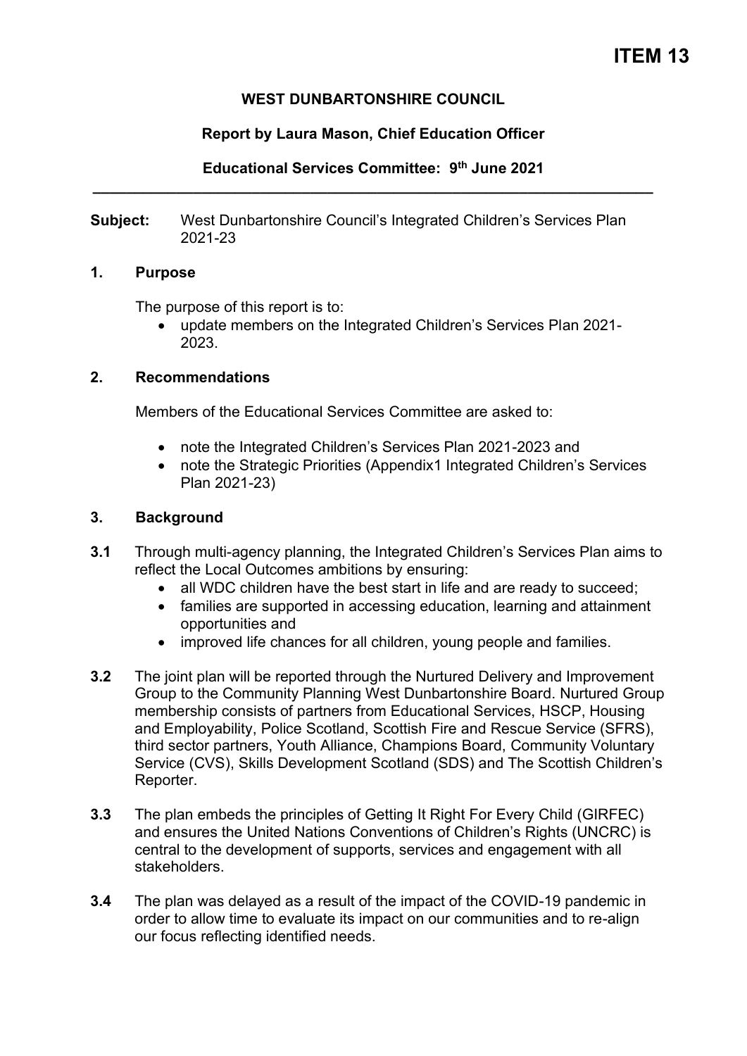# ITEM 13

**WEST DUNBARTONSHIRE COUNCIL**

**Report by Laura Mason, Chief Education Officer**

**Educational Services Committee: 9th June 2021**

---

**Subject:** West Dunbartonshire Council's Integrated Children's Services Plan 2021-23

## 1. Purpose

The purpose of this report is to:

- update members on the Integrated Children's Services Plan 2021-2023.

## 2. Recommendations

Members of the Educational Services Committee are asked to:

- note the Integrated Children's Services Plan 2021-2023 and
- note the Strategic Priorities (Appendix1 Integrated Children's Services Plan 2021-23)

## 3. Background

**3.1** Through multi-agency planning, the Integrated Children's Services Plan aims to reflect the Local Outcomes ambitions by ensuring:

- all WDC children have the best start in life and are ready to succeed;
- families are supported in accessing education, learning and attainment opportunities and
- improved life chances for all children, young people and families.

**3.2** The joint plan will be reported through the Nurtured Delivery and Improvement Group to the Community Planning West Dunbartonshire Board. Nurtured Group membership consists of partners from Educational Services, HSCP, Housing and Employability, Police Scotland, Scottish Fire and Rescue Service (SFRS), third sector partners, Youth Alliance, Champions Board, Community Voluntary Service (CVS), Skills Development Scotland (SDS) and The Scottish Children's Reporter.

**3.3** The plan embeds the principles of Getting It Right For Every Child (GIRFEC) and ensures the United Nations Conventions of Children's Rights (UNCRC) is central to the development of supports, services and engagement with all stakeholders.

**3.4** The plan was delayed as a result of the impact of the COVID-19 pandemic in order to allow time to evaluate its impact on our communities and to re-align our focus reflecting identified needs.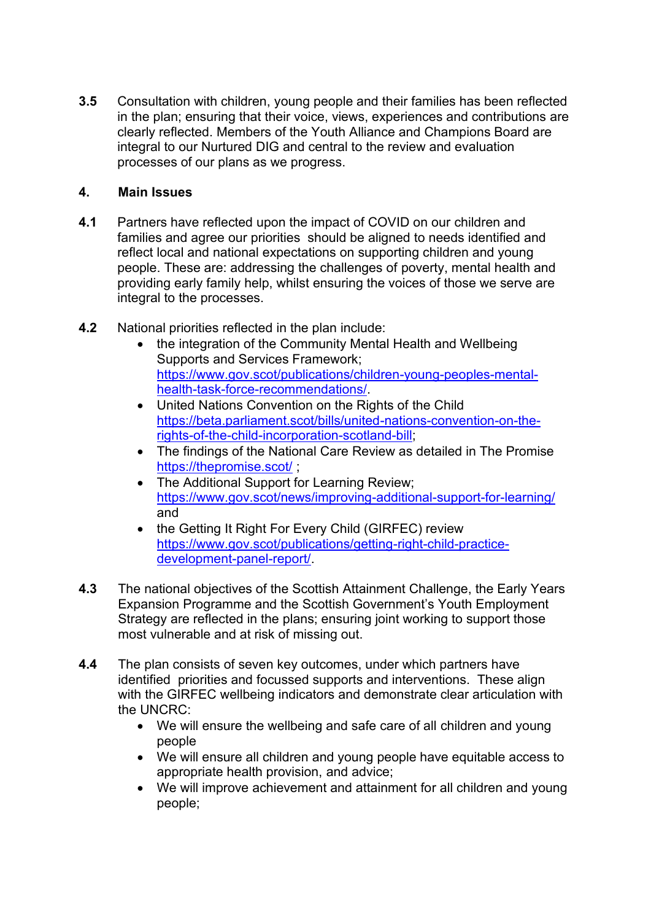**3.5** Consultation with children, young people and their families has been reflected in the plan; ensuring that their voice, views, experiences and contributions are clearly reflected. Members of the Youth Alliance and Champions Board are integral to our Nurtured DIG and central to the review and evaluation processes of our plans as we progress.

## 4. Main Issues

**4.1** Partners have reflected upon the impact of COVID on our children and families and agree our priorities should be aligned to needs identified and reflect local and national expectations on supporting children and young people. These are: addressing the challenges of poverty, mental health and providing early family help, whilst ensuring the voices of those we serve are integral to the processes.

**4.2** National priorities reflected in the plan include:

- the integration of the Community Mental Health and Wellbeing Supports and Services Framework; https://www.gov.scot/publications/children-young-peoples-mental-health-task-force-recommendations/.
- United Nations Convention on the Rights of the Child https://beta.parliament.scot/bills/united-nations-convention-on-the-rights-of-the-child-incorporation-scotland-bill;
- The findings of the National Care Review as detailed in The Promise https://thepromise.scot/ ;
- The Additional Support for Learning Review; https://www.gov.scot/news/improving-additional-support-for-learning/ and
- the Getting It Right For Every Child (GIRFEC) review https://www.gov.scot/publications/getting-right-child-practice-development-panel-report/.

**4.3** The national objectives of the Scottish Attainment Challenge, the Early Years Expansion Programme and the Scottish Government's Youth Employment Strategy are reflected in the plans; ensuring joint working to support those most vulnerable and at risk of missing out.

**4.4** The plan consists of seven key outcomes, under which partners have identified priorities and focussed supports and interventions. These align with the GIRFEC wellbeing indicators and demonstrate clear articulation with the UNCRC:

- We will ensure the wellbeing and safe care of all children and young people
- We will ensure all children and young people have equitable access to appropriate health provision, and advice;
- We will improve achievement and attainment for all children and young people;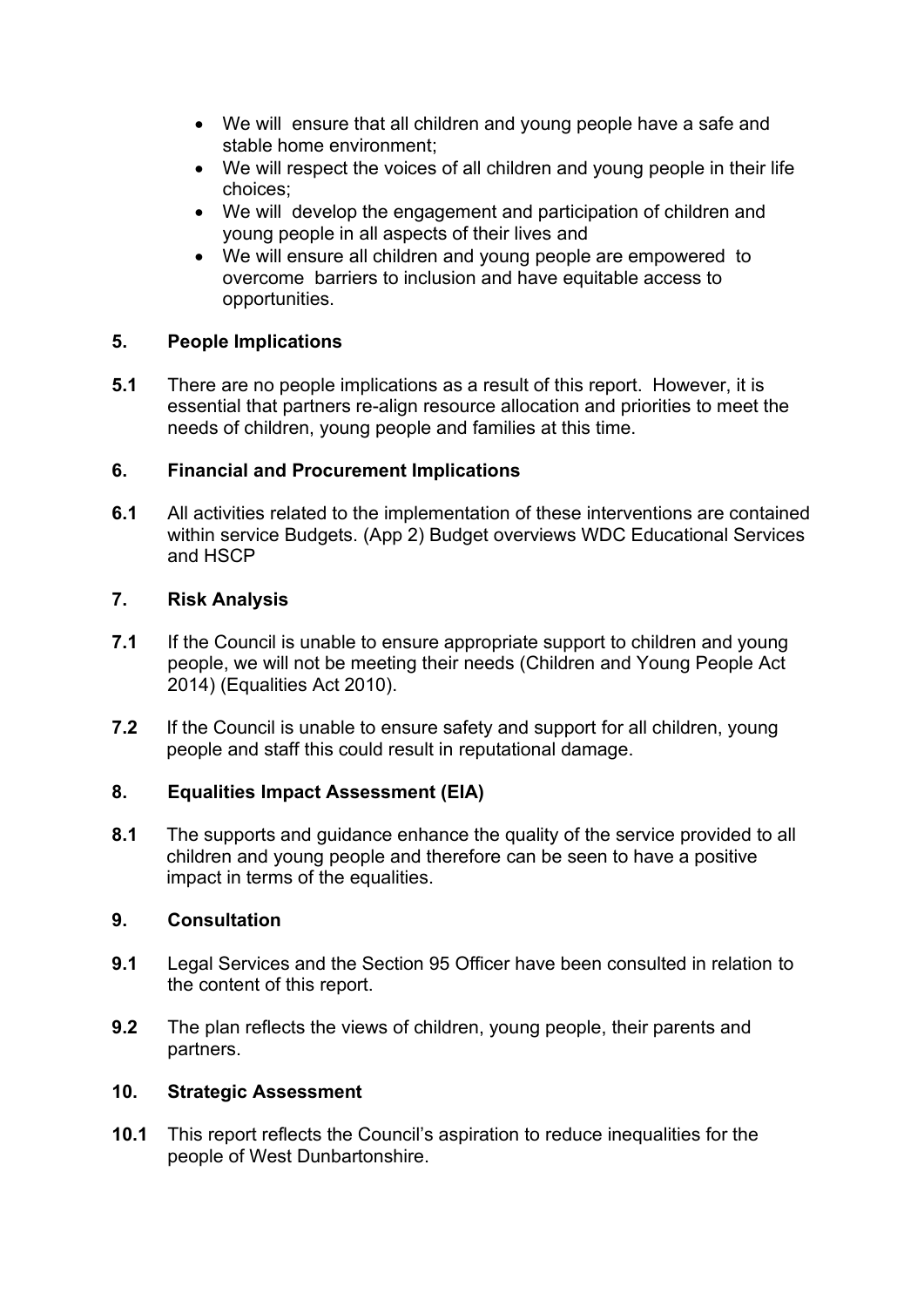- We will ensure that all children and young people have a safe and stable home environment;
- We will respect the voices of all children and young people in their life choices;
- We will develop the engagement and participation of children and young people in all aspects of their lives and
- We will ensure all children and young people are empowered to overcome barriers to inclusion and have equitable access to opportunities.

## 5. People Implications

**5.1** There are no people implications as a result of this report. However, it is essential that partners re-align resource allocation and priorities to meet the needs of children, young people and families at this time.

## 6. Financial and Procurement Implications

**6.1** All activities related to the implementation of these interventions are contained within service Budgets. (App 2) Budget overviews WDC Educational Services and HSCP

## 7. Risk Analysis

**7.1** If the Council is unable to ensure appropriate support to children and young people, we will not be meeting their needs (Children and Young People Act 2014) (Equalities Act 2010).

**7.2** If the Council is unable to ensure safety and support for all children, young people and staff this could result in reputational damage.

## 8. Equalities Impact Assessment (EIA)

**8.1** The supports and guidance enhance the quality of the service provided to all children and young people and therefore can be seen to have a positive impact in terms of the equalities.

## 9. Consultation

**9.1** Legal Services and the Section 95 Officer have been consulted in relation to the content of this report.

**9.2** The plan reflects the views of children, young people, their parents and partners.

## 10. Strategic Assessment

**10.1** This report reflects the Council's aspiration to reduce inequalities for the people of West Dunbartonshire.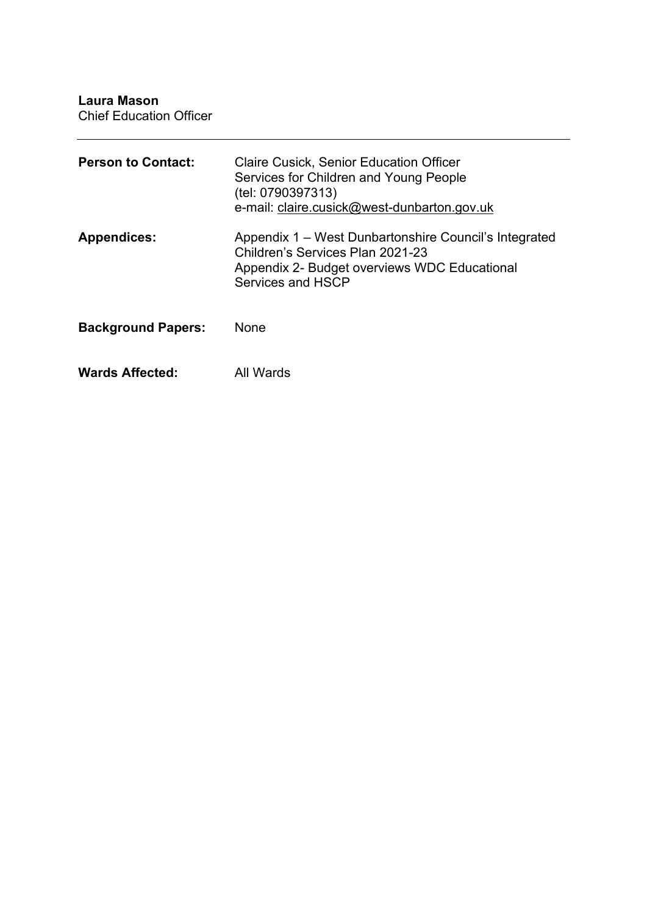**Laura Mason**
Chief Education Officer

---

| | |
|---|---|
| **Person to Contact:** | Claire Cusick, Senior Education Officer<br>Services for Children and Young People<br>(tel: 0790397313)<br>e-mail: claire.cusick@west-dunbarton.gov.uk |
| **Appendices:** | Appendix 1 – West Dunbartonshire Council's Integrated Children's Services Plan 2021-23<br>Appendix 2- Budget overviews WDC Educational Services and HSCP |
| **Background Papers:** | None |
| **Wards Affected:** | All Wards |